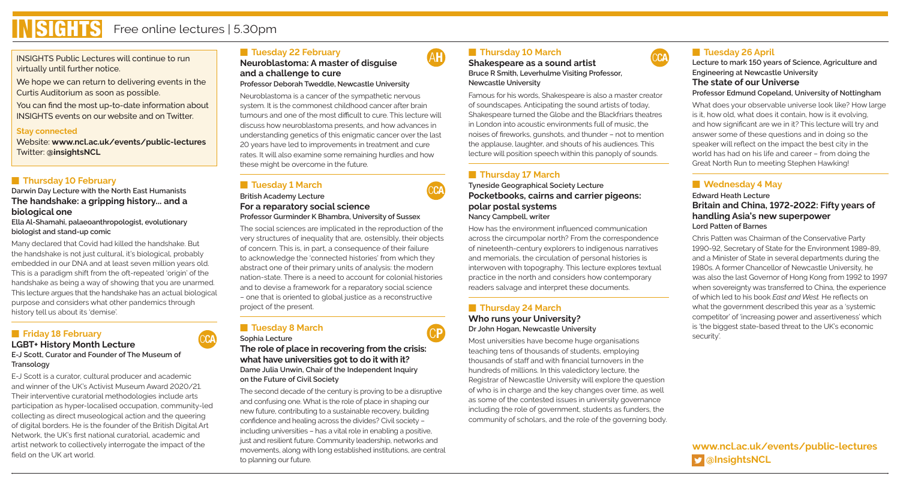# INSIGHTS Free online lectures | 5.30pm

INSIGHTS Public Lectures will continue to run virtually until further notice.

We hope we can return to delivering events in the Curtis Auditorium as soon as possible.

You can find the most up-to-date information about INSIGHTS events on our website and on Twitter.

**Stay connected**

Website: **www.ncl.ac.uk/events/public-lectures**
Twitter: **@insightsNCL**

## Thursday 10 February

**Darwin Day Lecture with the North East Humanists**

### The handshake: a gripping history… and a biological one

**Ella Al-Shamahi, palaeoanthropologist, evolutionary biologist and stand-up comic**

Many declared that Covid had killed the handshake. But the handshake is not just cultural, it's biological, probably embedded in our DNA and at least seven million years old. This is a paradigm shift from the oft-repeated 'origin' of the handshake as being a way of showing that you are unarmed. This lecture argues that the handshake has an actual biological purpose and considers what other pandemics through history tell us about its 'demise'.

## Friday 18 February

### LGBT+ History Month Lecture

**E-J Scott, Curator and Founder of The Museum of Transology**

E-J Scott is a curator, cultural producer and academic and winner of the UK's Activist Museum Award 2020/21. Their interventive curatorial methodologies include arts participation as hyper-localised occupation, community-led collecting as direct museological action and the queering of digital borders. He is the founder of the British Digital Art Network, the UK's first national curatorial, academic and artist network to collectively interrogate the impact of the field on the UK art world.

## Tuesday 22 February

### Neuroblastoma: A master of disguise and a challenge to cure

**Professor Deborah Tweddle, Newcastle University**

Neuroblastoma is a cancer of the sympathetic nervous system. It is the commonest childhood cancer after brain tumours and one of the most difficult to cure. This lecture will discuss how neuroblastoma presents, and how advances in understanding genetics of this enigmatic cancer over the last 20 years have led to improvements in treatment and cure rates. It will also examine some remaining hurdles and how these might be overcome in the future.

## Tuesday 1 March

**British Academy Lecture**

### For a reparatory social science

**Professor Gurminder K Bhambra, University of Sussex**

The social sciences are implicated in the reproduction of the very structures of inequality that are, ostensibly, their objects of concern. This is, in part, a consequence of their failure to acknowledge the 'connected histories' from which they abstract one of their primary units of analysis: the modern nation-state. There is a need to account for colonial histories and to devise a framework for a reparatory social science – one that is oriented to global justice as a reconstructive project of the present.

## Tuesday 8 March

**Sophia Lecture**

### The role of place in recovering from the crisis: what have universities got to do with it?

**Dame Julia Unwin, Chair of the Independent Inquiry on the Future of Civil Society**

The second decade of the century is proving to be a disruptive and confusing one. What is the role of place in shaping our new future, contributing to a sustainable recovery, building confidence and healing across the divides? Civil society – including universities – has a vital role in enabling a positive, just and resilient future. Community leadership, networks and movements, along with long established institutions, are central to planning our future.

## Thursday 10 March

### Shakespeare as a sound artist

**Bruce R Smith, Leverhulme Visiting Professor, Newcastle University**

Famous for his words, Shakespeare is also a master creator of soundscapes. Anticipating the sound artists of today, Shakespeare turned the Globe and the Blackfriars theatres in London into acoustic environments full of music, the noises of fireworks, gunshots, and thunder – not to mention the applause, laughter, and shouts of his audiences. This lecture will position speech within this panoply of sounds.

## Thursday 17 March

**Tyneside Geographical Society Lecture**

### Pocketbooks, cairns and carrier pigeons: polar postal systems

**Nancy Campbell, writer**

How has the environment influenced communication across the circumpolar north? From the correspondence of nineteenth-century explorers to indigenous narratives and memorials, the circulation of personal histories is interwoven with topography. This lecture explores textual practice in the north and considers how contemporary readers salvage and interpret these documents.

## Thursday 24 March

### Who runs your University?

**Dr John Hogan, Newcastle University**

Most universities have become huge organisations teaching tens of thousands of students, employing thousands of staff and with financial turnovers in the hundreds of millions. In this valedictory lecture, the Registrar of Newcastle University will explore the question of who is in charge and the key changes over time, as well as some of the contested issues in university governance including the role of government, students as funders, the community of scholars, and the role of the governing body.

## Tuesday 26 April

**Lecture to mark 150 years of Science, Agriculture and Engineering at Newcastle University**

### The state of our Universe

**Professor Edmund Copeland, University of Nottingham**

What does our observable universe look like? How large is it, how old, what does it contain, how is it evolving, and how significant are we in it? This lecture will try and answer some of these questions and in doing so the speaker will reflect on the impact the best city in the world has had on his life and career – from doing the Great North Run to meeting Stephen Hawking!

## Wednesday 4 May

**Edward Heath Lecture**

### Britain and China, 1972-2022: Fifty years of handling Asia's new superpower

**Lord Patten of Barnes**

Chris Patten was Chairman of the Conservative Party 1990-92, Secretary of State for the Environment 1989-89, and a Minister of State in several departments during the 1980s. A former Chancellor of Newcastle University, he was also the last Governor of Hong Kong from 1992 to 1997 when sovereignty was transferred to China, the experience of which led to his book *East and West*. He reflects on what the government described this year as a 'systemic competitor' of 'increasing power and assertiveness' which is 'the biggest state-based threat to the UK's economic security'.

**www.ncl.ac.uk/events/public-lectures**
**@InsightsNCL**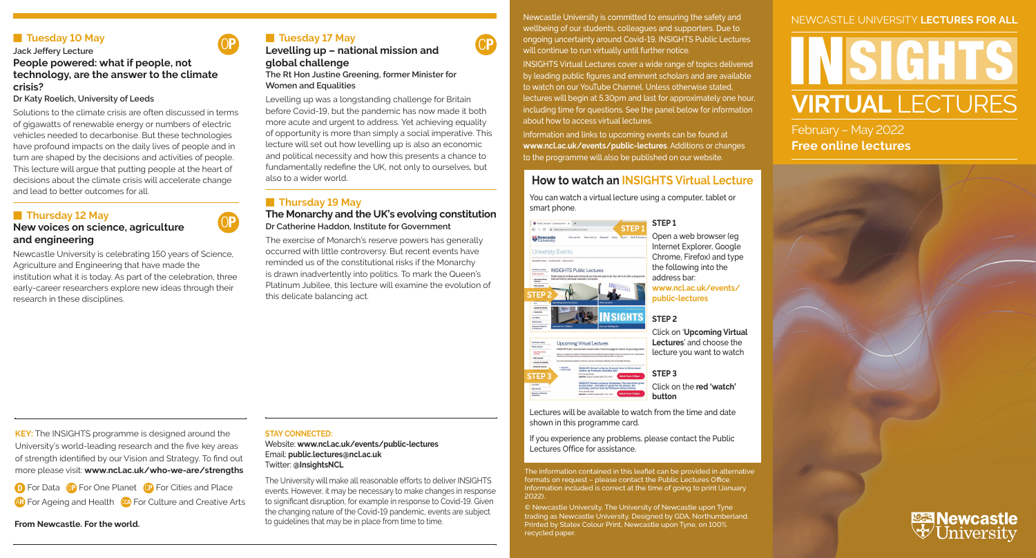## Tuesday 10 May

OP

Jack Jeffery Lecture

### People powered: what if people, not technology, are the answer to the climate crisis?

**Dr Katy Roelich, University of Leeds**

Solutions to the climate crisis are often discussed in terms of gigawatts of renewable energy or numbers of electric vehicles needed to decarbonise. But these technologies have profound impacts on the daily lives of people and in turn are shaped by the decisions and activities of people. This lecture will argue that putting people at the heart of decisions about the climate crisis will accelerate change and lead to better outcomes for all.

## Thursday 12 May

OP

### New voices on science, agriculture and engineering

Newcastle University is celebrating 150 years of Science, Agriculture and Engineering that have made the institution what it is today. As part of the celebration, three early-career researchers explore new ideas through their research in these disciplines.

## Tuesday 17 May

CP

### Levelling up – national mission and global challenge

**The Rt Hon Justine Greening, former Minister for Women and Equalities**

Levelling up was a longstanding challenge for Britain before Covid-19, but the pandemic has now made it both more acute and urgent to address. Yet achieving equality of opportunity is more than simply a social imperative. This lecture will set out how levelling up is also an economic and political necessity and how this presents a chance to fundamentally redefine the UK, not only to ourselves, but also to a wider world.

## Thursday 19 May

### The Monarchy and the UK's evolving constitution

**Dr Catherine Haddon, Institute for Government**

The exercise of Monarch's reserve powers has generally occurred with little controversy. But recent events have reminded us of the constitutional risks if the Monarchy is drawn inadvertently into politics. To mark the Queen's Platinum Jubilee, this lecture will examine the evolution of this delicate balancing act.

**KEY:** The INSIGHTS programme is designed around the University's world-leading research and the five key areas of strength identified by our Vision and Strategy. To find out more please visit: **www.ncl.ac.uk/who-we-are/strengths**

D For Data OP For One Planet CP For Cities and Place
AH For Ageing and Health CCA For Culture and Creative Arts

**From Newcastle. For the world.**

**STAY CONNECTED:**

Website: **www.ncl.ac.uk/events/public-lectures**
Email: **public.lectures@ncl.ac.uk**
Twitter: **@InsightsNCL**

The University will make all reasonable efforts to deliver INSIGHTS events. However, it may be necessary to make changes in response to significant disruption, for example in response to Covid-19. Given the changing nature of the Covid-19 pandemic, events are subject to guidelines that may be in place from time to time.

Newcastle University is committed to ensuring the safety and wellbeing of our students, colleagues and supporters. Due to ongoing uncertainty around Covid-19, INSIGHTS Public Lectures will continue to run virtually until further notice.

INSIGHTS Virtual Lectures cover a wide range of topics delivered by leading public figures and eminent scholars and are available to watch on our YouTube Channel. Unless otherwise stated, lectures will begin at 5.30pm and last for approximately one hour, including time for questions. See the panel below for information about how to access virtual lectures.

Information and links to upcoming events can be found at **www.ncl.ac.uk/events/public-lectures**. Additions or changes to the programme will also be published on our website.

## How to watch an INSIGHTS Virtual Lecture

You can watch a virtual lecture using a computer, tablet or smart phone.

**STEP 1**

Open a web browser (eg Internet Explorer, Google Chrome, Firefox) and type the following into the address bar: **www.ncl.ac.uk/events/public-lectures**

**STEP 2**

Click on '**Upcoming Virtual Lectures**' and choose the lecture you want to watch

**STEP 3**

Click on the **red 'watch' button**

Lectures will be available to watch from the time and date shown in this programme card.

If you experience any problems, please contact the Public Lectures Office for assistance.

The information contained in this leaflet can be provided in alternative formats on request – please contact the Public Lectures Office. Information included is correct at the time of going to print (January 2022).

© Newcastle University. The University of Newcastle upon Tyne trading as Newcastle University. Designed by GDA, Northumberland. Printed by Statex Colour Print, Newcastle upon Tyne, on 100% recycled paper.

NEWCASTLE UNIVERSITY **LECTURES FOR ALL**

# INSIGHTS VIRTUAL LECTURES

February – May 2022

**Free online lectures**

Newcastle University